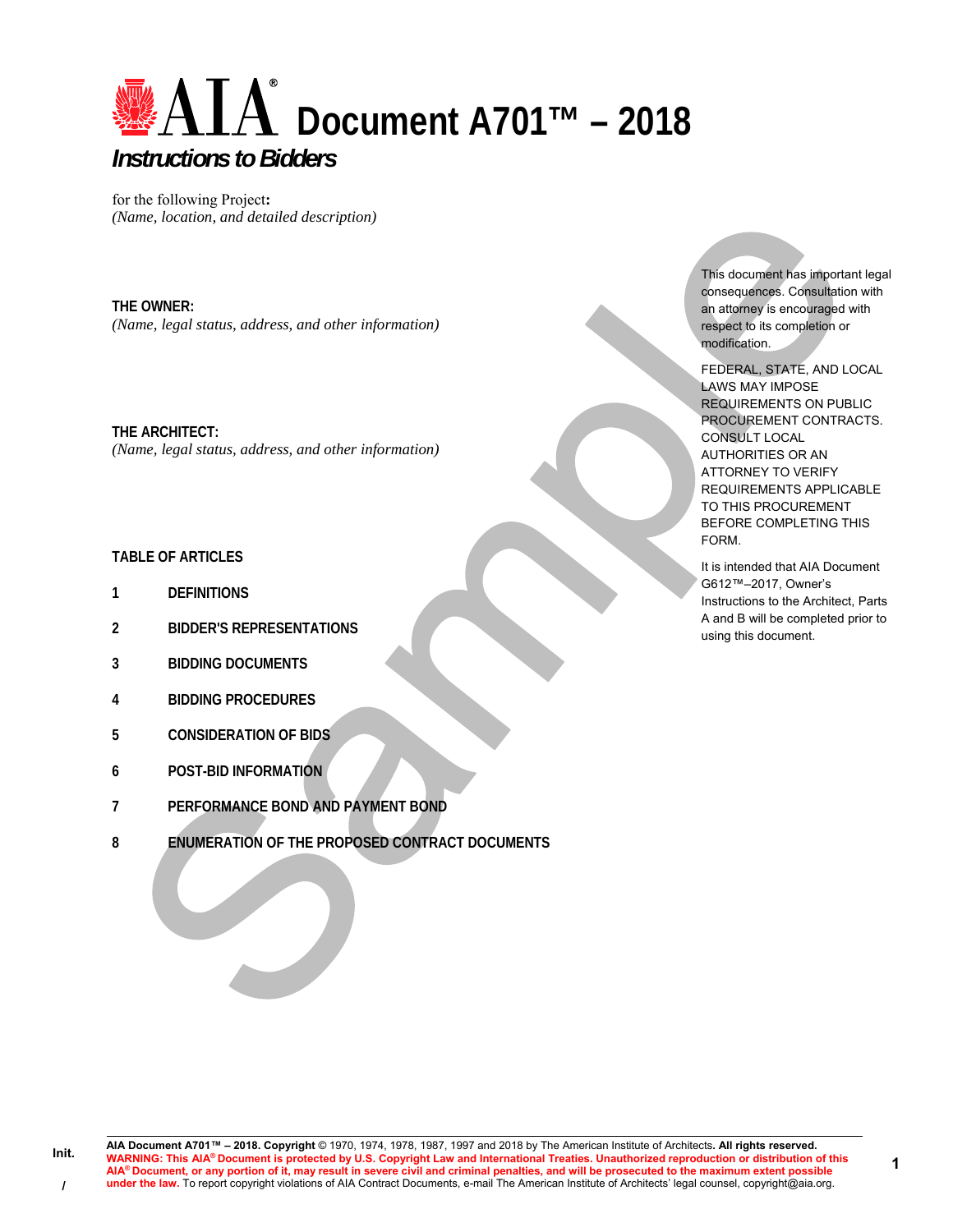# AIA® Document A701™ – 2018

## *Instructions to Bidders*

for the following Project**:**
*(Name, location, and detailed description)*

**THE OWNER:**
*(Name, legal status, address, and other information)*

**THE ARCHITECT:**
*(Name, legal status, address, and other information)*

This document has important legal consequences. Consultation with an attorney is encouraged with respect to its completion or modification.

FEDERAL, STATE, AND LOCAL LAWS MAY IMPOSE REQUIREMENTS ON PUBLIC PROCUREMENT CONTRACTS. CONSULT LOCAL AUTHORITIES OR AN ATTORNEY TO VERIFY REQUIREMENTS APPLICABLE TO THIS PROCUREMENT BEFORE COMPLETING THIS FORM.

It is intended that AIA Document G612™–2017, Owner's Instructions to the Architect, Parts A and B will be completed prior to using this document.

**TABLE OF ARTICLES**

**1 DEFINITIONS**

**2 BIDDER'S REPRESENTATIONS**

**3 BIDDING DOCUMENTS**

**4 BIDDING PROCEDURES**

**5 CONSIDERATION OF BIDS**

**6 POST-BID INFORMATION**

**7 PERFORMANCE BOND AND PAYMENT BOND**

**8 ENUMERATION OF THE PROPOSED CONTRACT DOCUMENTS**

**AIA Document A701™ – 2018. Copyright** © 1970, 1974, 1978, 1987, 1997 and 2018 by The American Institute of Architects**. All rights reserved.**
**WARNING: This AIA® Document is protected by U.S. Copyright Law and International Treaties. Unauthorized reproduction or distribution of this AIA® Document, or any portion of it, may result in severe civil and criminal penalties, and will be prosecuted to the maximum extent possible under the law.** To report copyright violations of AIA Contract Documents, e-mail The American Institute of Architects' legal counsel, copyright@aia.org.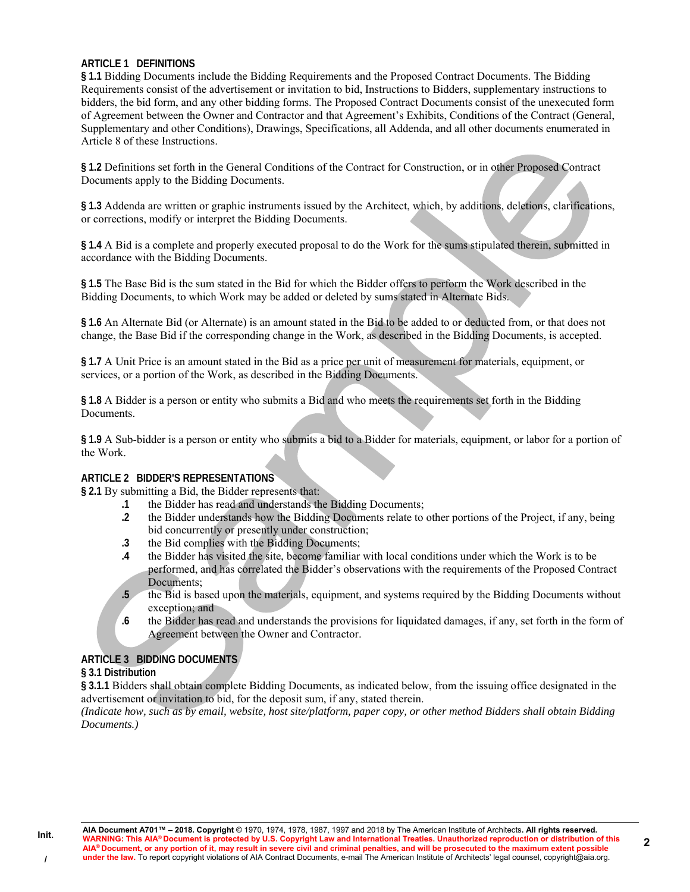## ARTICLE 1 DEFINITIONS

**§ 1.1** Bidding Documents include the Bidding Requirements and the Proposed Contract Documents. The Bidding Requirements consist of the advertisement or invitation to bid, Instructions to Bidders, supplementary instructions to bidders, the bid form, and any other bidding forms. The Proposed Contract Documents consist of the unexecuted form of Agreement between the Owner and Contractor and that Agreement's Exhibits, Conditions of the Contract (General, Supplementary and other Conditions), Drawings, Specifications, all Addenda, and all other documents enumerated in Article 8 of these Instructions.

**§ 1.2** Definitions set forth in the General Conditions of the Contract for Construction, or in other Proposed Contract Documents apply to the Bidding Documents.

**§ 1.3** Addenda are written or graphic instruments issued by the Architect, which, by additions, deletions, clarifications, or corrections, modify or interpret the Bidding Documents.

**§ 1.4** A Bid is a complete and properly executed proposal to do the Work for the sums stipulated therein, submitted in accordance with the Bidding Documents.

**§ 1.5** The Base Bid is the sum stated in the Bid for which the Bidder offers to perform the Work described in the Bidding Documents, to which Work may be added or deleted by sums stated in Alternate Bids.

**§ 1.6** An Alternate Bid (or Alternate) is an amount stated in the Bid to be added to or deducted from, or that does not change, the Base Bid if the corresponding change in the Work, as described in the Bidding Documents, is accepted.

**§ 1.7** A Unit Price is an amount stated in the Bid as a price per unit of measurement for materials, equipment, or services, or a portion of the Work, as described in the Bidding Documents.

**§ 1.8** A Bidder is a person or entity who submits a Bid and who meets the requirements set forth in the Bidding Documents.

**§ 1.9** A Sub-bidder is a person or entity who submits a bid to a Bidder for materials, equipment, or labor for a portion of the Work.

## ARTICLE 2 BIDDER'S REPRESENTATIONS

**§ 2.1** By submitting a Bid, the Bidder represents that:

- **.1** the Bidder has read and understands the Bidding Documents;
- **.2** the Bidder understands how the Bidding Documents relate to other portions of the Project, if any, being bid concurrently or presently under construction;
- **.3** the Bid complies with the Bidding Documents;
- **.4** the Bidder has visited the site, become familiar with local conditions under which the Work is to be performed, and has correlated the Bidder's observations with the requirements of the Proposed Contract Documents;
- **.5** the Bid is based upon the materials, equipment, and systems required by the Bidding Documents without exception; and
- **.6** the Bidder has read and understands the provisions for liquidated damages, if any, set forth in the form of Agreement between the Owner and Contractor.

## ARTICLE 3 BIDDING DOCUMENTS

### § 3.1 Distribution

**§ 3.1.1** Bidders shall obtain complete Bidding Documents, as indicated below, from the issuing office designated in the advertisement or invitation to bid, for the deposit sum, if any, stated therein.

*(Indicate how, such as by email, website, host site/platform, paper copy, or other method Bidders shall obtain Bidding Documents.)*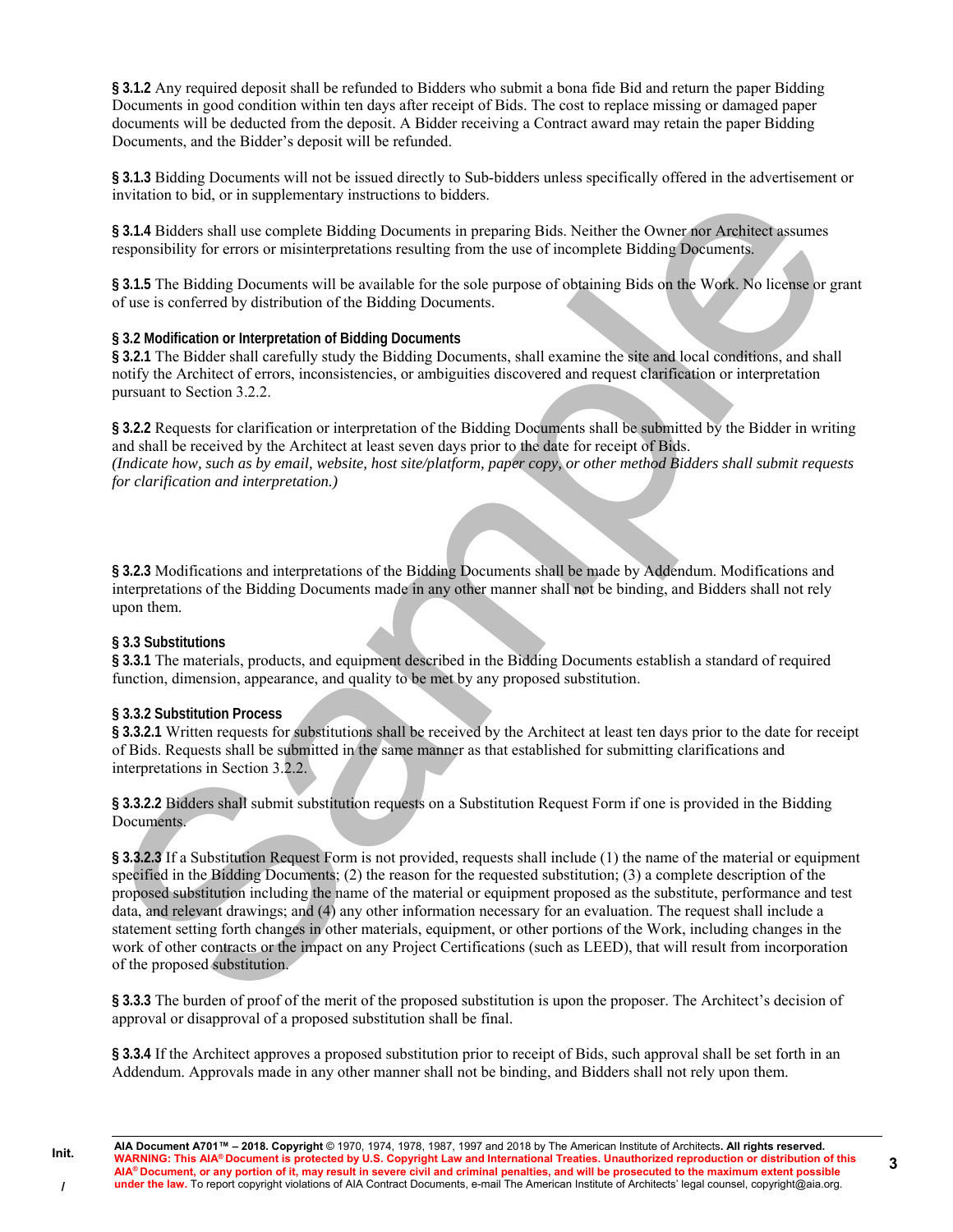**§ 3.1.2** Any required deposit shall be refunded to Bidders who submit a bona fide Bid and return the paper Bidding Documents in good condition within ten days after receipt of Bids. The cost to replace missing or damaged paper documents will be deducted from the deposit. A Bidder receiving a Contract award may retain the paper Bidding Documents, and the Bidder's deposit will be refunded.

**§ 3.1.3** Bidding Documents will not be issued directly to Sub-bidders unless specifically offered in the advertisement or invitation to bid, or in supplementary instructions to bidders.

**§ 3.1.4** Bidders shall use complete Bidding Documents in preparing Bids. Neither the Owner nor Architect assumes responsibility for errors or misinterpretations resulting from the use of incomplete Bidding Documents.

**§ 3.1.5** The Bidding Documents will be available for the sole purpose of obtaining Bids on the Work. No license or grant of use is conferred by distribution of the Bidding Documents.

**§ 3.2 Modification or Interpretation of Bidding Documents**

**§ 3.2.1** The Bidder shall carefully study the Bidding Documents, shall examine the site and local conditions, and shall notify the Architect of errors, inconsistencies, or ambiguities discovered and request clarification or interpretation pursuant to Section 3.2.2.

**§ 3.2.2** Requests for clarification or interpretation of the Bidding Documents shall be submitted by the Bidder in writing and shall be received by the Architect at least seven days prior to the date for receipt of Bids.
*(Indicate how, such as by email, website, host site/platform, paper copy, or other method Bidders shall submit requests for clarification and interpretation.)*

**§ 3.2.3** Modifications and interpretations of the Bidding Documents shall be made by Addendum. Modifications and interpretations of the Bidding Documents made in any other manner shall not be binding, and Bidders shall not rely upon them.

**§ 3.3 Substitutions**

**§ 3.3.1** The materials, products, and equipment described in the Bidding Documents establish a standard of required function, dimension, appearance, and quality to be met by any proposed substitution.

**§ 3.3.2 Substitution Process**

**§ 3.3.2.1** Written requests for substitutions shall be received by the Architect at least ten days prior to the date for receipt of Bids. Requests shall be submitted in the same manner as that established for submitting clarifications and interpretations in Section 3.2.2.

**§ 3.3.2.2** Bidders shall submit substitution requests on a Substitution Request Form if one is provided in the Bidding Documents.

**§ 3.3.2.3** If a Substitution Request Form is not provided, requests shall include (1) the name of the material or equipment specified in the Bidding Documents; (2) the reason for the requested substitution; (3) a complete description of the proposed substitution including the name of the material or equipment proposed as the substitute, performance and test data, and relevant drawings; and (4) any other information necessary for an evaluation. The request shall include a statement setting forth changes in other materials, equipment, or other portions of the Work, including changes in the work of other contracts or the impact on any Project Certifications (such as LEED), that will result from incorporation of the proposed substitution.

**§ 3.3.3** The burden of proof of the merit of the proposed substitution is upon the proposer. The Architect's decision of approval or disapproval of a proposed substitution shall be final.

**§ 3.3.4** If the Architect approves a proposed substitution prior to receipt of Bids, such approval shall be set forth in an Addendum. Approvals made in any other manner shall not be binding, and Bidders shall not rely upon them.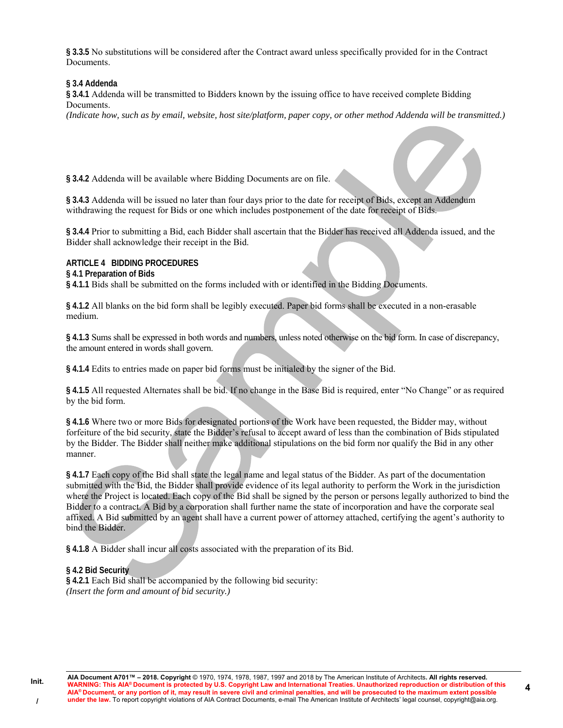**§ 3.3.5** No substitutions will be considered after the Contract award unless specifically provided for in the Contract Documents.

**§ 3.4 Addenda**

**§ 3.4.1** Addenda will be transmitted to Bidders known by the issuing office to have received complete Bidding Documents.

*(Indicate how, such as by email, website, host site/platform, paper copy, or other method Addenda will be transmitted.)*

**§ 3.4.2** Addenda will be available where Bidding Documents are on file.

**§ 3.4.3** Addenda will be issued no later than four days prior to the date for receipt of Bids, except an Addendum withdrawing the request for Bids or one which includes postponement of the date for receipt of Bids.

**§ 3.4.4** Prior to submitting a Bid, each Bidder shall ascertain that the Bidder has received all Addenda issued, and the Bidder shall acknowledge their receipt in the Bid.

## ARTICLE 4 BIDDING PROCEDURES

**§ 4.1 Preparation of Bids**

**§ 4.1.1** Bids shall be submitted on the forms included with or identified in the Bidding Documents.

**§ 4.1.2** All blanks on the bid form shall be legibly executed. Paper bid forms shall be executed in a non-erasable medium.

**§ 4.1.3** Sums shall be expressed in both words and numbers, unless noted otherwise on the bid form. In case of discrepancy, the amount entered in words shall govern.

**§ 4.1.4** Edits to entries made on paper bid forms must be initialed by the signer of the Bid.

**§ 4.1.5** All requested Alternates shall be bid. If no change in the Base Bid is required, enter "No Change" or as required by the bid form.

**§ 4.1.6** Where two or more Bids for designated portions of the Work have been requested, the Bidder may, without forfeiture of the bid security, state the Bidder's refusal to accept award of less than the combination of Bids stipulated by the Bidder. The Bidder shall neither make additional stipulations on the bid form nor qualify the Bid in any other manner.

**§ 4.1.7** Each copy of the Bid shall state the legal name and legal status of the Bidder. As part of the documentation submitted with the Bid, the Bidder shall provide evidence of its legal authority to perform the Work in the jurisdiction where the Project is located. Each copy of the Bid shall be signed by the person or persons legally authorized to bind the Bidder to a contract. A Bid by a corporation shall further name the state of incorporation and have the corporate seal affixed. A Bid submitted by an agent shall have a current power of attorney attached, certifying the agent's authority to bind the Bidder.

**§ 4.1.8** A Bidder shall incur all costs associated with the preparation of its Bid.

**§ 4.2 Bid Security**

**§ 4.2.1** Each Bid shall be accompanied by the following bid security:

*(Insert the form and amount of bid security.)*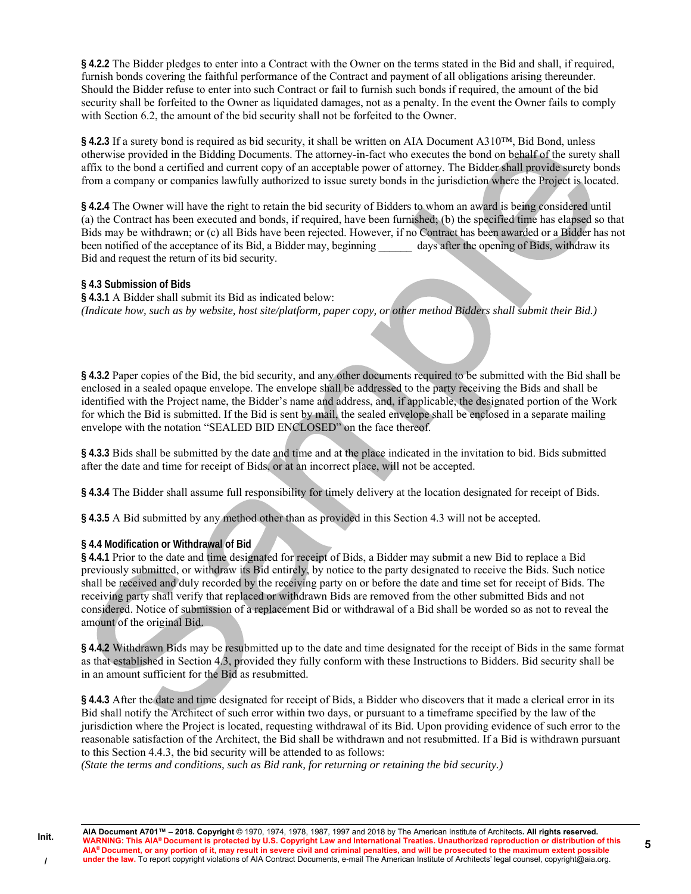**§ 4.2.2** The Bidder pledges to enter into a Contract with the Owner on the terms stated in the Bid and shall, if required, furnish bonds covering the faithful performance of the Contract and payment of all obligations arising thereunder. Should the Bidder refuse to enter into such Contract or fail to furnish such bonds if required, the amount of the bid security shall be forfeited to the Owner as liquidated damages, not as a penalty. In the event the Owner fails to comply with Section 6.2, the amount of the bid security shall not be forfeited to the Owner.

**§ 4.2.3** If a surety bond is required as bid security, it shall be written on AIA Document A310™, Bid Bond, unless otherwise provided in the Bidding Documents. The attorney-in-fact who executes the bond on behalf of the surety shall affix to the bond a certified and current copy of an acceptable power of attorney. The Bidder shall provide surety bonds from a company or companies lawfully authorized to issue surety bonds in the jurisdiction where the Project is located.

**§ 4.2.4** The Owner will have the right to retain the bid security of Bidders to whom an award is being considered until (a) the Contract has been executed and bonds, if required, have been furnished; (b) the specified time has elapsed so that Bids may be withdrawn; or (c) all Bids have been rejected. However, if no Contract has been awarded or a Bidder has not been notified of the acceptance of its Bid, a Bidder may, beginning ______ days after the opening of Bids, withdraw its Bid and request the return of its bid security.

**§ 4.3 Submission of Bids**

**§ 4.3.1** A Bidder shall submit its Bid as indicated below:
*(Indicate how, such as by website, host site/platform, paper copy, or other method Bidders shall submit their Bid.)*

**§ 4.3.2** Paper copies of the Bid, the bid security, and any other documents required to be submitted with the Bid shall be enclosed in a sealed opaque envelope. The envelope shall be addressed to the party receiving the Bids and shall be identified with the Project name, the Bidder's name and address, and, if applicable, the designated portion of the Work for which the Bid is submitted. If the Bid is sent by mail, the sealed envelope shall be enclosed in a separate mailing envelope with the notation "SEALED BID ENCLOSED" on the face thereof.

**§ 4.3.3** Bids shall be submitted by the date and time and at the place indicated in the invitation to bid. Bids submitted after the date and time for receipt of Bids, or at an incorrect place, will not be accepted.

**§ 4.3.4** The Bidder shall assume full responsibility for timely delivery at the location designated for receipt of Bids.

**§ 4.3.5** A Bid submitted by any method other than as provided in this Section 4.3 will not be accepted.

**§ 4.4 Modification or Withdrawal of Bid**

**§ 4.4.1** Prior to the date and time designated for receipt of Bids, a Bidder may submit a new Bid to replace a Bid previously submitted, or withdraw its Bid entirely, by notice to the party designated to receive the Bids. Such notice shall be received and duly recorded by the receiving party on or before the date and time set for receipt of Bids. The receiving party shall verify that replaced or withdrawn Bids are removed from the other submitted Bids and not considered. Notice of submission of a replacement Bid or withdrawal of a Bid shall be worded so as not to reveal the amount of the original Bid.

**§ 4.4.2** Withdrawn Bids may be resubmitted up to the date and time designated for the receipt of Bids in the same format as that established in Section 4.3, provided they fully conform with these Instructions to Bidders. Bid security shall be in an amount sufficient for the Bid as resubmitted.

**§ 4.4.3** After the date and time designated for receipt of Bids, a Bidder who discovers that it made a clerical error in its Bid shall notify the Architect of such error within two days, or pursuant to a timeframe specified by the law of the jurisdiction where the Project is located, requesting withdrawal of its Bid. Upon providing evidence of such error to the reasonable satisfaction of the Architect, the Bid shall be withdrawn and not resubmitted. If a Bid is withdrawn pursuant to this Section 4.4.3, the bid security will be attended to as follows:
*(State the terms and conditions, such as Bid rank, for returning or retaining the bid security.)*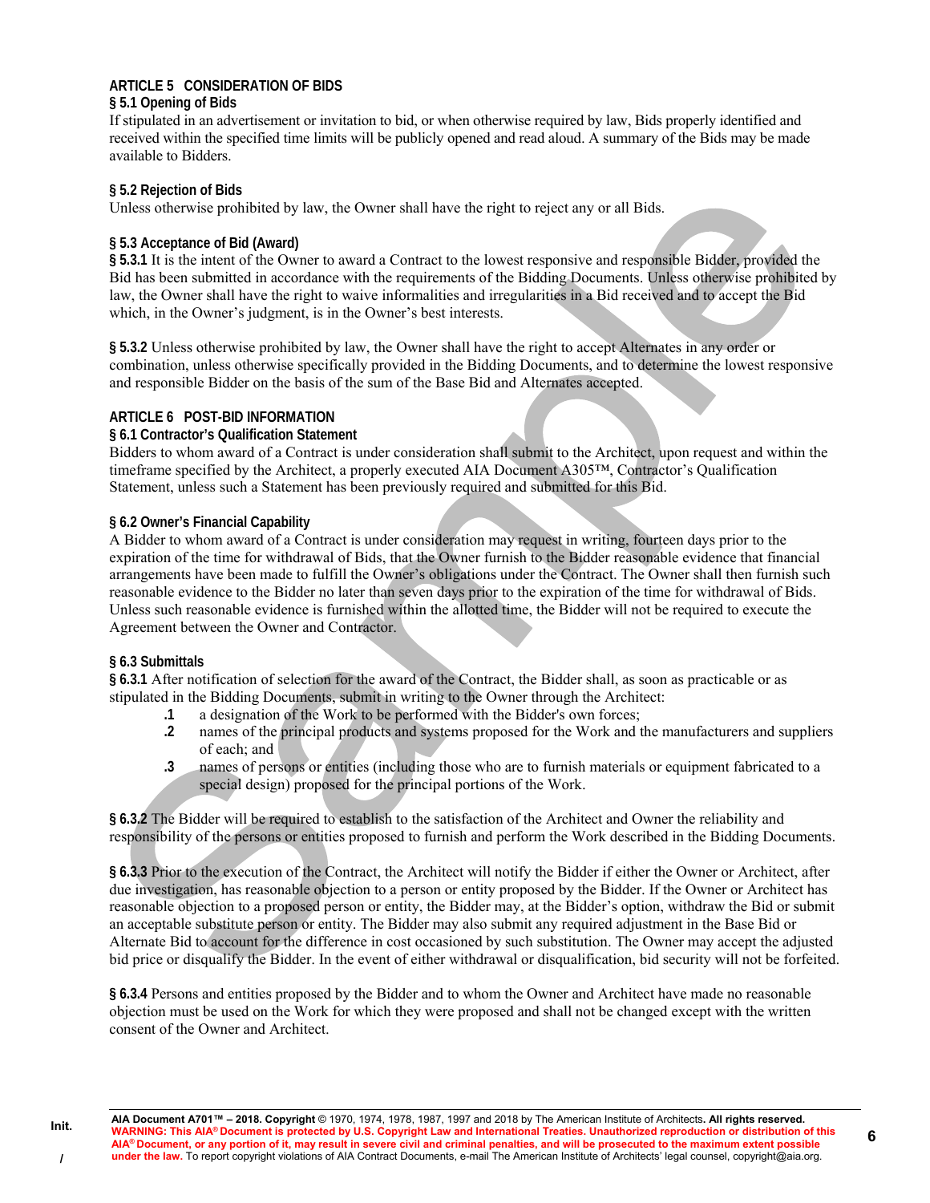## ARTICLE 5 CONSIDERATION OF BIDS

### § 5.1 Opening of Bids

If stipulated in an advertisement or invitation to bid, or when otherwise required by law, Bids properly identified and received within the specified time limits will be publicly opened and read aloud. A summary of the Bids may be made available to Bidders.

### § 5.2 Rejection of Bids

Unless otherwise prohibited by law, the Owner shall have the right to reject any or all Bids.

### § 5.3 Acceptance of Bid (Award)

**§ 5.3.1** It is the intent of the Owner to award a Contract to the lowest responsive and responsible Bidder, provided the Bid has been submitted in accordance with the requirements of the Bidding Documents. Unless otherwise prohibited by law, the Owner shall have the right to waive informalities and irregularities in a Bid received and to accept the Bid which, in the Owner's judgment, is in the Owner's best interests.

**§ 5.3.2** Unless otherwise prohibited by law, the Owner shall have the right to accept Alternates in any order or combination, unless otherwise specifically provided in the Bidding Documents, and to determine the lowest responsive and responsible Bidder on the basis of the sum of the Base Bid and Alternates accepted.

## ARTICLE 6 POST-BID INFORMATION

### § 6.1 Contractor's Qualification Statement

Bidders to whom award of a Contract is under consideration shall submit to the Architect, upon request and within the timeframe specified by the Architect, a properly executed AIA Document A305™, Contractor's Qualification Statement, unless such a Statement has been previously required and submitted for this Bid.

### § 6.2 Owner's Financial Capability

A Bidder to whom award of a Contract is under consideration may request in writing, fourteen days prior to the expiration of the time for withdrawal of Bids, that the Owner furnish to the Bidder reasonable evidence that financial arrangements have been made to fulfill the Owner's obligations under the Contract. The Owner shall then furnish such reasonable evidence to the Bidder no later than seven days prior to the expiration of the time for withdrawal of Bids. Unless such reasonable evidence is furnished within the allotted time, the Bidder will not be required to execute the Agreement between the Owner and Contractor.

### § 6.3 Submittals

**§ 6.3.1** After notification of selection for the award of the Contract, the Bidder shall, as soon as practicable or as stipulated in the Bidding Documents, submit in writing to the Owner through the Architect:

- **.1** a designation of the Work to be performed with the Bidder's own forces;
- **.2** names of the principal products and systems proposed for the Work and the manufacturers and suppliers of each; and
- **.3** names of persons or entities (including those who are to furnish materials or equipment fabricated to a special design) proposed for the principal portions of the Work.

**§ 6.3.2** The Bidder will be required to establish to the satisfaction of the Architect and Owner the reliability and responsibility of the persons or entities proposed to furnish and perform the Work described in the Bidding Documents.

**§ 6.3.3** Prior to the execution of the Contract, the Architect will notify the Bidder if either the Owner or Architect, after due investigation, has reasonable objection to a person or entity proposed by the Bidder. If the Owner or Architect has reasonable objection to a proposed person or entity, the Bidder may, at the Bidder's option, withdraw the Bid or submit an acceptable substitute person or entity. The Bidder may also submit any required adjustment in the Base Bid or Alternate Bid to account for the difference in cost occasioned by such substitution. The Owner may accept the adjusted bid price or disqualify the Bidder. In the event of either withdrawal or disqualification, bid security will not be forfeited.

**§ 6.3.4** Persons and entities proposed by the Bidder and to whom the Owner and Architect have made no reasonable objection must be used on the Work for which they were proposed and shall not be changed except with the written consent of the Owner and Architect.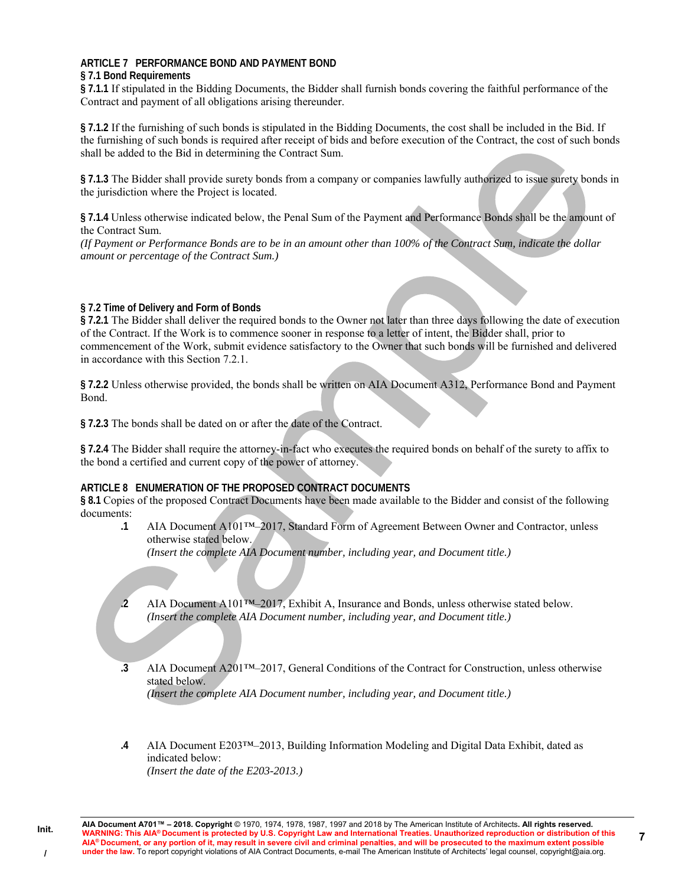## ARTICLE 7 PERFORMANCE BOND AND PAYMENT BOND

### § 7.1 Bond Requirements

**§ 7.1.1** If stipulated in the Bidding Documents, the Bidder shall furnish bonds covering the faithful performance of the Contract and payment of all obligations arising thereunder.

**§ 7.1.2** If the furnishing of such bonds is stipulated in the Bidding Documents, the cost shall be included in the Bid. If the furnishing of such bonds is required after receipt of bids and before execution of the Contract, the cost of such bonds shall be added to the Bid in determining the Contract Sum.

**§ 7.1.3** The Bidder shall provide surety bonds from a company or companies lawfully authorized to issue surety bonds in the jurisdiction where the Project is located.

**§ 7.1.4** Unless otherwise indicated below, the Penal Sum of the Payment and Performance Bonds shall be the amount of the Contract Sum.
*(If Payment or Performance Bonds are to be in an amount other than 100% of the Contract Sum, indicate the dollar amount or percentage of the Contract Sum.)*

### § 7.2 Time of Delivery and Form of Bonds

**§ 7.2.1** The Bidder shall deliver the required bonds to the Owner not later than three days following the date of execution of the Contract. If the Work is to commence sooner in response to a letter of intent, the Bidder shall, prior to commencement of the Work, submit evidence satisfactory to the Owner that such bonds will be furnished and delivered in accordance with this Section 7.2.1.

**§ 7.2.2** Unless otherwise provided, the bonds shall be written on AIA Document A312, Performance Bond and Payment Bond.

**§ 7.2.3** The bonds shall be dated on or after the date of the Contract.

**§ 7.2.4** The Bidder shall require the attorney-in-fact who executes the required bonds on behalf of the surety to affix to the bond a certified and current copy of the power of attorney.

## ARTICLE 8 ENUMERATION OF THE PROPOSED CONTRACT DOCUMENTS

**§ 8.1** Copies of the proposed Contract Documents have been made available to the Bidder and consist of the following documents:

**.1** AIA Document A101™–2017, Standard Form of Agreement Between Owner and Contractor, unless otherwise stated below.
*(Insert the complete AIA Document number, including year, and Document title.)*

**.2** AIA Document A101™–2017, Exhibit A, Insurance and Bonds, unless otherwise stated below.
*(Insert the complete AIA Document number, including year, and Document title.)*

**.3** AIA Document A201™–2017, General Conditions of the Contract for Construction, unless otherwise stated below.
*(Insert the complete AIA Document number, including year, and Document title.)*

**.4** AIA Document E203™–2013, Building Information Modeling and Digital Data Exhibit, dated as indicated below:
*(Insert the date of the E203-2013.)*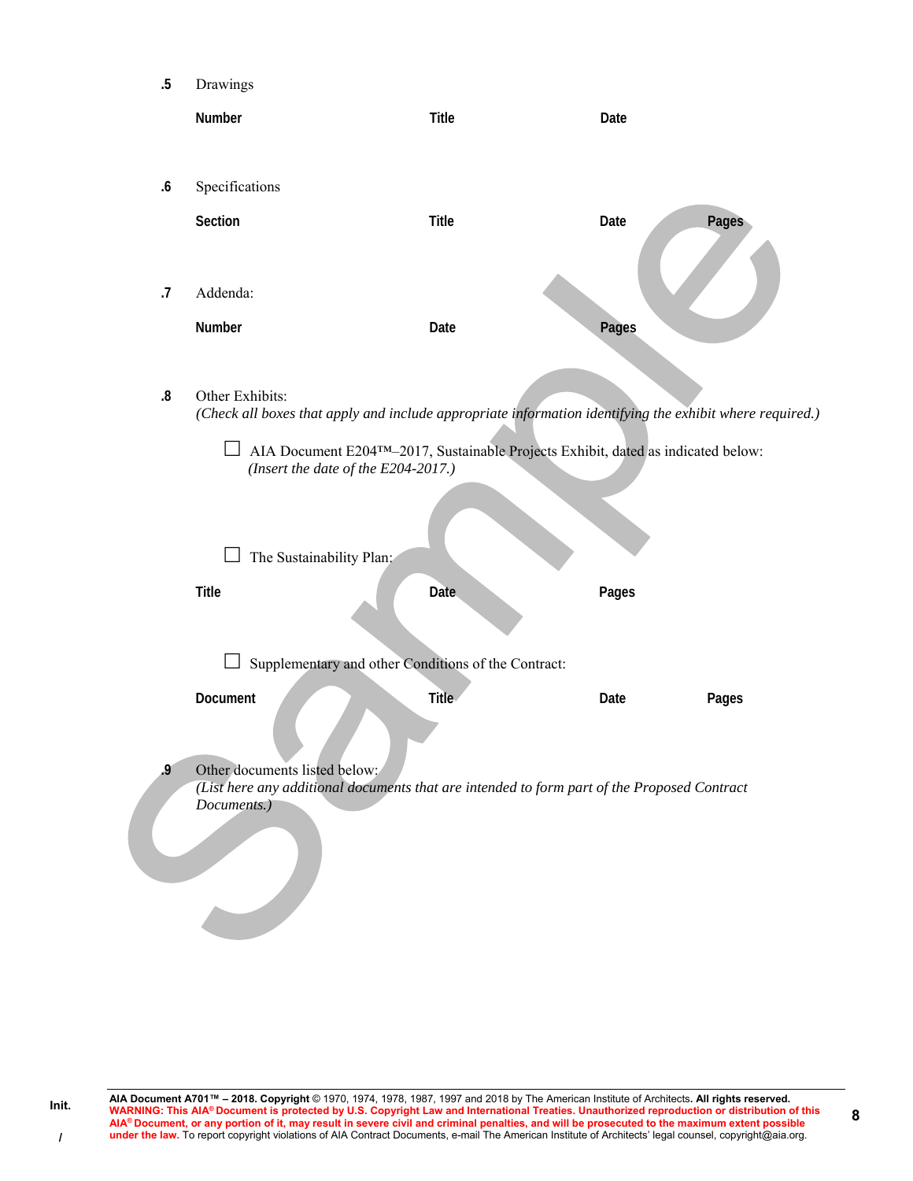**.5** Drawings

| Number | Title | Date |
|---|---|---|

**.6** Specifications

| Section | Title | Date | Pages |
|---|---|---|---|

**.7** Addenda:

| Number | Date | Pages |
|---|---|---|

**.8** Other Exhibits:
*(Check all boxes that apply and include appropriate information identifying the exhibit where required.)*

☐ AIA Document E204™–2017, Sustainable Projects Exhibit, dated as indicated below:
*(Insert the date of the E204-2017.)*

☐ The Sustainability Plan:

| Title | Date | Pages |
|---|---|---|

☐ Supplementary and other Conditions of the Contract:

| Document | Title | Date | Pages |
|---|---|---|---|

**.9** Other documents listed below:
*(List here any additional documents that are intended to form part of the Proposed Contract Documents.)*

Init.

/

**AIA Document A701™ – 2018. Copyright** © 1970, 1974, 1978, 1987, 1997 and 2018 by The American Institute of Architects. **All rights reserved.** **WARNING: This AIA® Document is protected by U.S. Copyright Law and International Treaties. Unauthorized reproduction or distribution of this AIA® Document, or any portion of it, may result in severe civil and criminal penalties, and will be prosecuted to the maximum extent possible under the law.** To report copyright violations of AIA Contract Documents, e-mail The American Institute of Architects' legal counsel, copyright@aia.org.